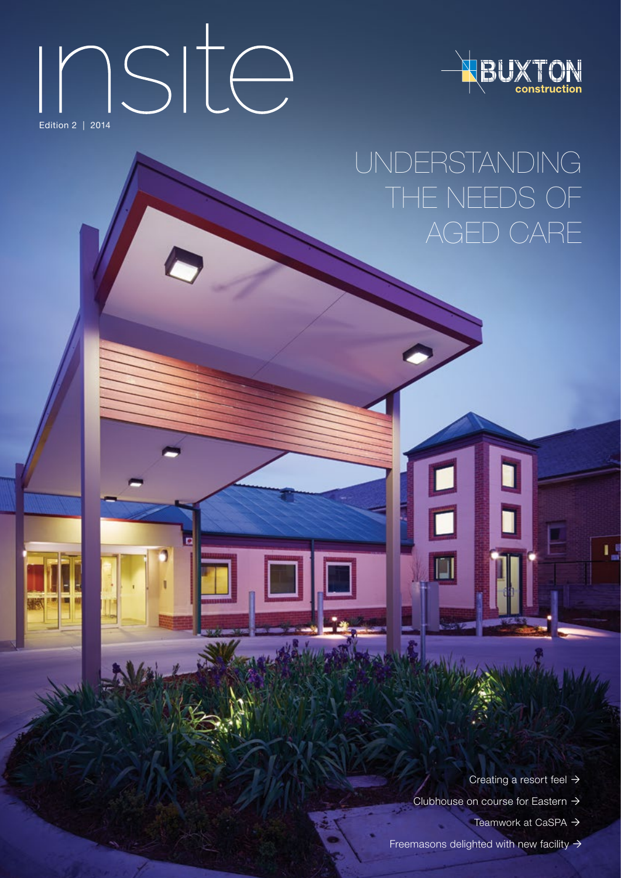# insite

Edition 2 | 2014

BUXTON construction

## UNDERSTANDING THE NEEDS OF AGED CARE

Creating a resort feel →

Clubhouse on course for Eastern →

Teamwork at CaSPA →

Freemasons delighted with new facility →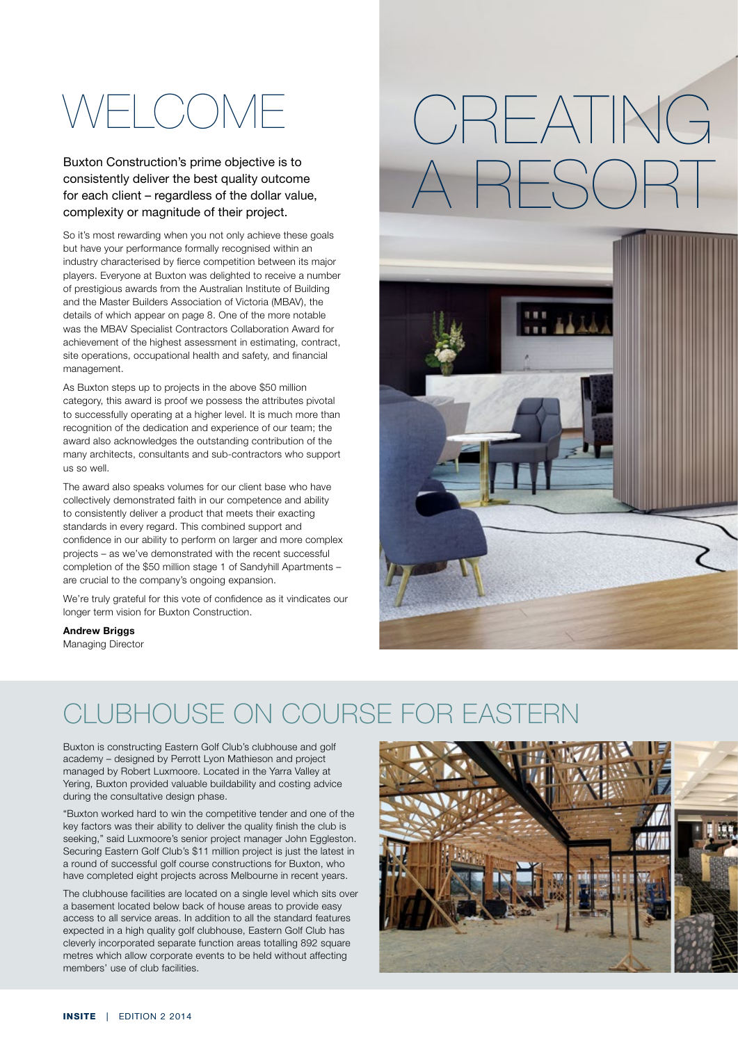# WELCOME

Buxton Construction's prime objective is to consistently deliver the best quality outcome for each client – regardless of the dollar value, complexity or magnitude of their project.

So it's most rewarding when you not only achieve these goals but have your performance formally recognised within an industry characterised by fierce competition between its major players. Everyone at Buxton was delighted to receive a number of prestigious awards from the Australian Institute of Building and the Master Builders Association of Victoria (MBAV), the details of which appear on page 8. One of the more notable was the MBAV Specialist Contractors Collaboration Award for achievement of the highest assessment in estimating, contract, site operations, occupational health and safety, and financial management.

As Buxton steps up to projects in the above $50 million category, this award is proof we possess the attributes pivotal to successfully operating at a higher level. It is much more than recognition of the dedication and experience of our team; the award also acknowledges the outstanding contribution of the many architects, consultants and sub-contractors who support us so well.

The award also speaks volumes for our client base who have collectively demonstrated faith in our competence and ability to consistently deliver a product that meets their exacting standards in every regard. This combined support and confidence in our ability to perform on larger and more complex projects – as we've demonstrated with the recent successful completion of the $50 million stage 1 of Sandyhill Apartments – are crucial to the company's ongoing expansion.

We're truly grateful for this vote of confidence as it vindicates our longer term vision for Buxton Construction.

**Andrew Briggs**
Managing Director

# CREATING A RESORT

## CLUBHOUSE ON COURSE FOR EASTERN

Buxton is constructing Eastern Golf Club's clubhouse and golf academy – designed by Perrott Lyon Mathieson and project managed by Robert Luxmoore. Located in the Yarra Valley at Yering, Buxton provided valuable buildability and costing advice during the consultative design phase.

"Buxton worked hard to win the competitive tender and one of the key factors was their ability to deliver the quality finish the club is seeking," said Luxmoore's senior project manager John Eggleston. Securing Eastern Golf Club's $11 million project is just the latest in a round of successful golf course constructions for Buxton, who have completed eight projects across Melbourne in recent years.

The clubhouse facilities are located on a single level which sits over a basement located below back of house areas to provide easy access to all service areas. In addition to all the standard features expected in a high quality golf clubhouse, Eastern Golf Club has cleverly incorporated separate function areas totalling 892 square metres which allow corporate events to be held without affecting members' use of club facilities.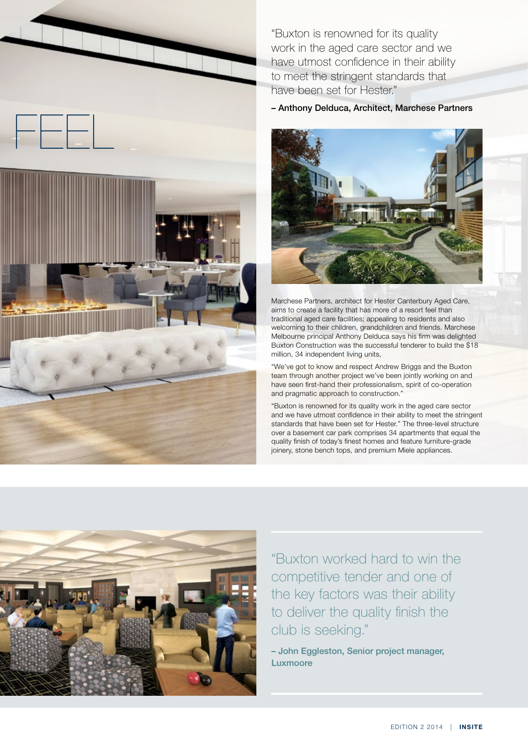# FEEL

"Buxton is renowned for its quality work in the aged care sector and we have utmost confidence in their ability to meet the stringent standards that have been set for Hester."

**– Anthony Delduca, Architect, Marchese Partners**

Marchese Partners, architect for Hester Canterbury Aged Care, aims to create a facility that has more of a resort feel than traditional aged care facilities; appealing to residents and also welcoming to their children, grandchildren and friends. Marchese Melbourne principal Anthony Delduca says his firm was delighted Buxton Construction was the successful tenderer to build the $18 million, 34 independent living units,

"We've got to know and respect Andrew Briggs and the Buxton team through another project we've been jointly working on and have seen first-hand their professionalism, spirit of co-operation and pragmatic approach to construction."

"Buxton is renowned for its quality work in the aged care sector and we have utmost confidence in their ability to meet the stringent standards that have been set for Hester." The three-level structure over a basement car park comprises 34 apartments that equal the quality finish of today's finest homes and feature furniture-grade joinery, stone bench tops, and premium Miele appliances.

"Buxton worked hard to win the competitive tender and one of the key factors was their ability to deliver the quality finish the club is seeking."

**– John Eggleston, Senior project manager, Luxmoore**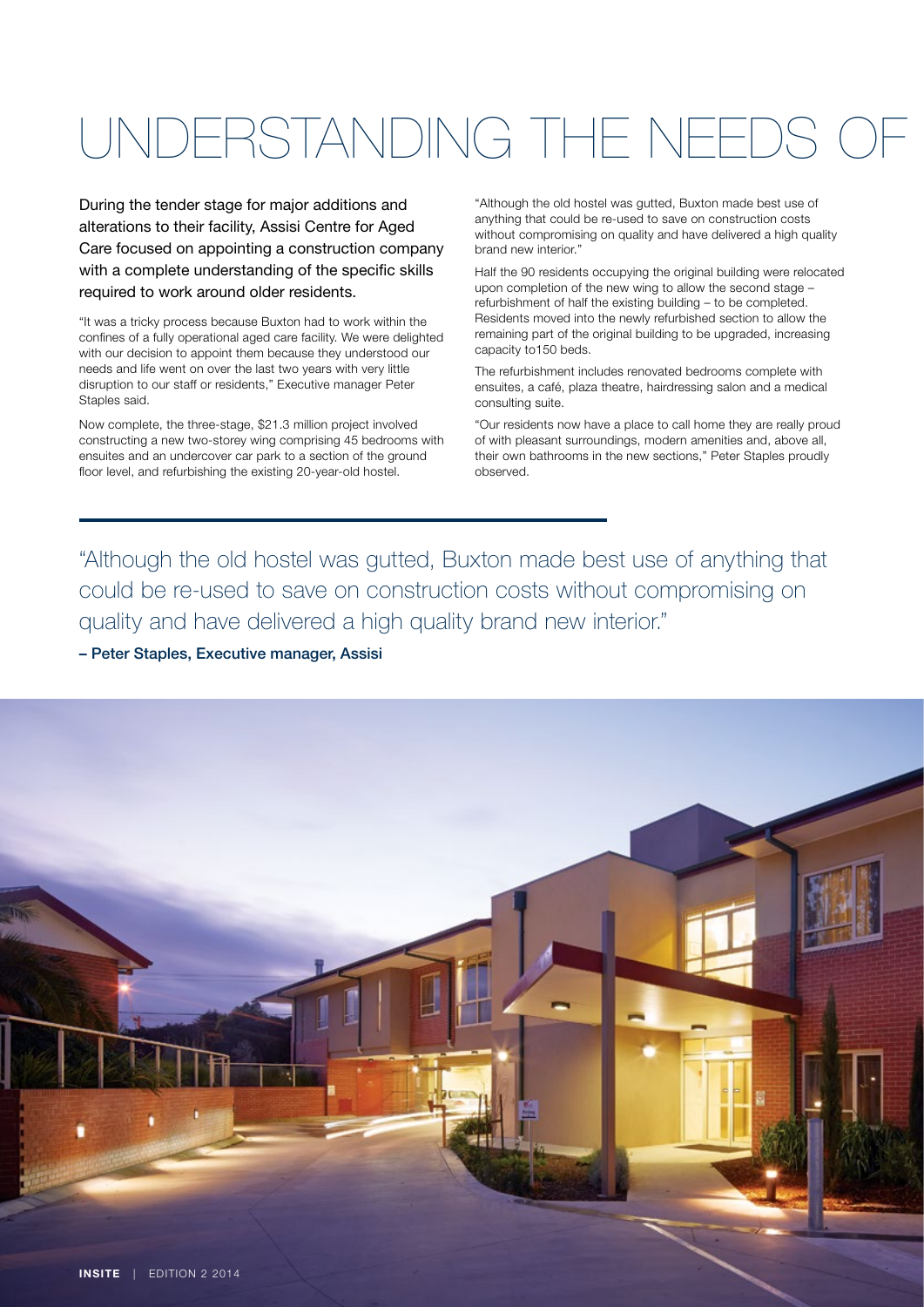# UNDERSTANDING THE NEEDS OF

During the tender stage for major additions and alterations to their facility, Assisi Centre for Aged Care focused on appointing a construction company with a complete understanding of the specific skills required to work around older residents.

"It was a tricky process because Buxton had to work within the confines of a fully operational aged care facility. We were delighted with our decision to appoint them because they understood our needs and life went on over the last two years with very little disruption to our staff or residents," Executive manager Peter Staples said.

Now complete, the three-stage, $21.3 million project involved constructing a new two-storey wing comprising 45 bedrooms with ensuites and an undercover car park to a section of the ground floor level, and refurbishing the existing 20-year-old hostel.

"Although the old hostel was gutted, Buxton made best use of anything that could be re-used to save on construction costs without compromising on quality and have delivered a high quality brand new interior."

Half the 90 residents occupying the original building were relocated upon completion of the new wing to allow the second stage – refurbishment of half the existing building – to be completed. Residents moved into the newly refurbished section to allow the remaining part of the original building to be upgraded, increasing capacity to150 beds.

The refurbishment includes renovated bedrooms complete with ensuites, a café, plaza theatre, hairdressing salon and a medical consulting suite.

"Our residents now have a place to call home they are really proud of with pleasant surroundings, modern amenities and, above all, their own bathrooms in the new sections," Peter Staples proudly observed.

"Although the old hostel was gutted, Buxton made best use of anything that could be re-used to save on construction costs without compromising on quality and have delivered a high quality brand new interior."

**– Peter Staples, Executive manager, Assisi**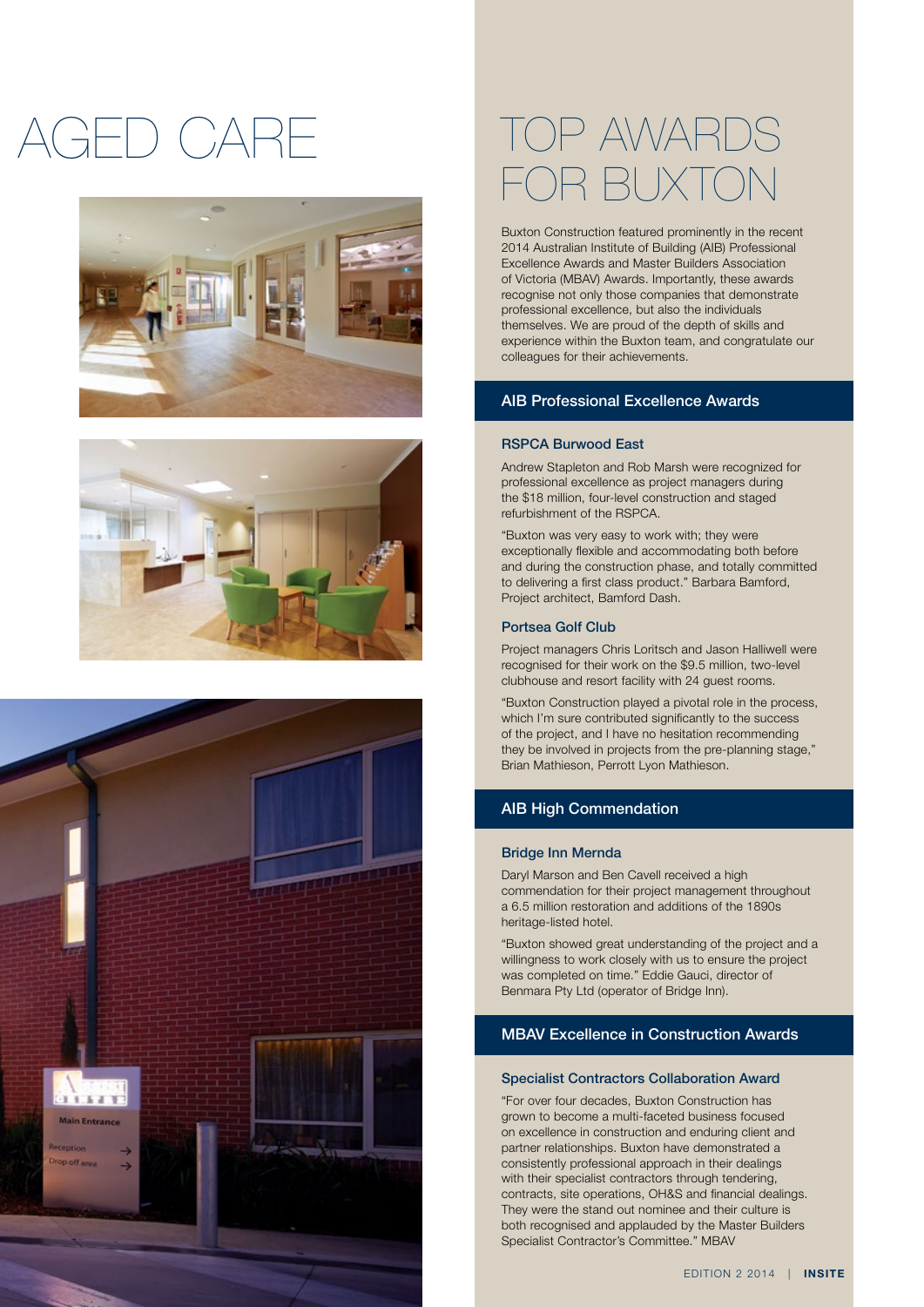# AGED CARE

# TOP AWARDS FOR BUXTON

Buxton Construction featured prominently in the recent 2014 Australian Institute of Building (AIB) Professional Excellence Awards and Master Builders Association of Victoria (MBAV) Awards. Importantly, these awards recognise not only those companies that demonstrate professional excellence, but also the individuals themselves. We are proud of the depth of skills and experience within the Buxton team, and congratulate our colleagues for their achievements.

## AIB Professional Excellence Awards

### RSPCA Burwood East

Andrew Stapleton and Rob Marsh were recognized for professional excellence as project managers during the $18 million, four-level construction and staged refurbishment of the RSPCA.

"Buxton was very easy to work with; they were exceptionally flexible and accommodating both before and during the construction phase, and totally committed to delivering a first class product." Barbara Bamford, Project architect, Bamford Dash.

### Portsea Golf Club

Project managers Chris Loritsch and Jason Halliwell were recognised for their work on the $9.5 million, two-level clubhouse and resort facility with 24 guest rooms.

"Buxton Construction played a pivotal role in the process, which I'm sure contributed significantly to the success of the project, and I have no hesitation recommending they be involved in projects from the pre-planning stage," Brian Mathieson, Perrott Lyon Mathieson.

## AIB High Commendation

### Bridge Inn Mernda

Daryl Marson and Ben Cavell received a high commendation for their project management throughout a 6.5 million restoration and additions of the 1890s heritage-listed hotel.

"Buxton showed great understanding of the project and a willingness to work closely with us to ensure the project was completed on time." Eddie Gauci, director of Benmara Pty Ltd (operator of Bridge Inn).

## MBAV Excellence in Construction Awards

### Specialist Contractors Collaboration Award

"For over four decades, Buxton Construction has grown to become a multi-faceted business focused on excellence in construction and enduring client and partner relationships. Buxton have demonstrated a consistently professional approach in their dealings with their specialist contractors through tendering, contracts, site operations, OH&S and financial dealings. They were the stand out nominee and their culture is both recognised and applauded by the Master Builders Specialist Contractor's Committee." MBAV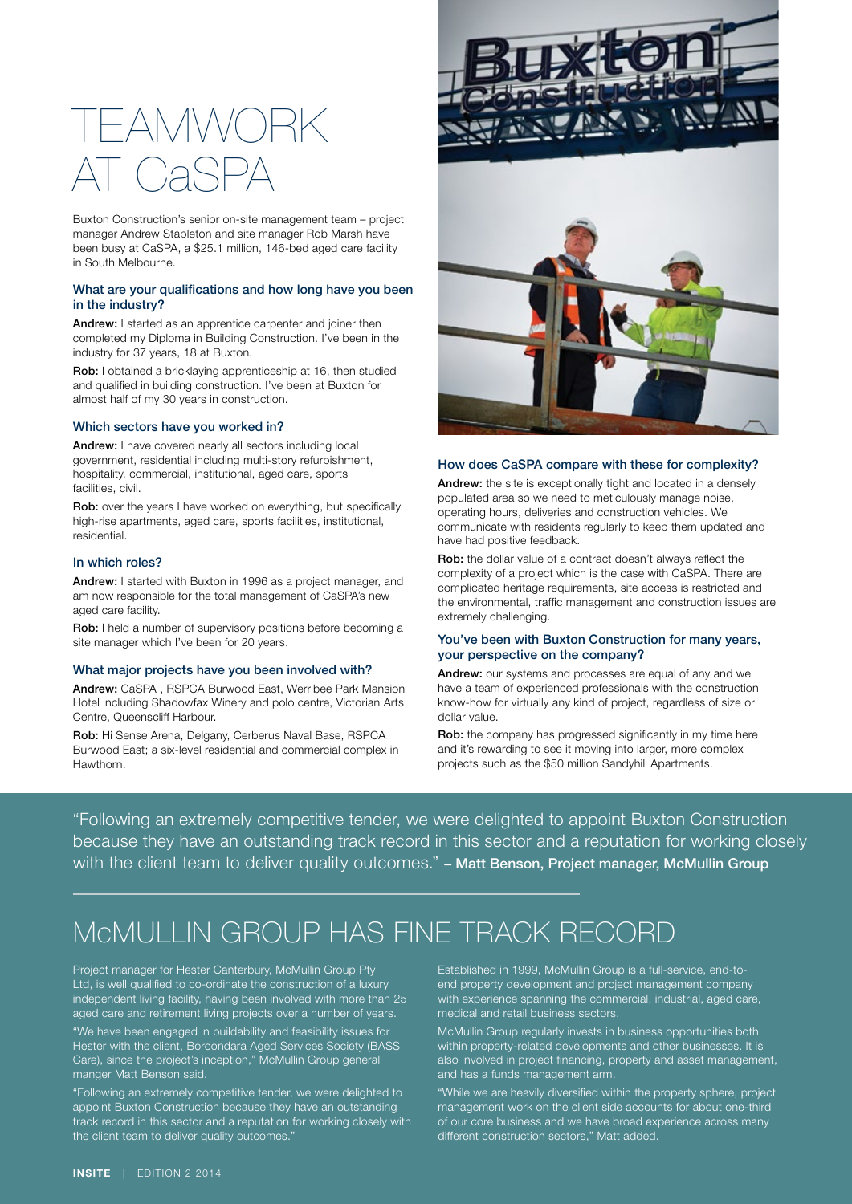# TEAMWORK AT CaSPA

Buxton Construction's senior on-site management team – project manager Andrew Stapleton and site manager Rob Marsh have been busy at CaSPA, a $25.1 million, 146-bed aged care facility in South Melbourne.

### What are your qualifications and how long have you been in the industry?

**Andrew:** I started as an apprentice carpenter and joiner then completed my Diploma in Building Construction. I've been in the industry for 37 years, 18 at Buxton.

**Rob:** I obtained a bricklaying apprenticeship at 16, then studied and qualified in building construction. I've been at Buxton for almost half of my 30 years in construction.

### Which sectors have you worked in?

**Andrew:** I have covered nearly all sectors including local government, residential including multi-story refurbishment, hospitality, commercial, institutional, aged care, sports facilities, civil.

**Rob:** over the years I have worked on everything, but specifically high-rise apartments, aged care, sports facilities, institutional, residential.

### In which roles?

**Andrew:** I started with Buxton in 1996 as a project manager, and am now responsible for the total management of CaSPA's new aged care facility.

**Rob:** I held a number of supervisory positions before becoming a site manager which I've been for 20 years.

### What major projects have you been involved with?

**Andrew:** CaSPA , RSPCA Burwood East, Werribee Park Mansion Hotel including Shadowfax Winery and polo centre, Victorian Arts Centre, Queenscliff Harbour.

**Rob:** Hi Sense Arena, Delgany, Cerberus Naval Base, RSPCA Burwood East; a six-level residential and commercial complex in Hawthorn.

### How does CaSPA compare with these for complexity?

**Andrew:** the site is exceptionally tight and located in a densely populated area so we need to meticulously manage noise, operating hours, deliveries and construction vehicles. We communicate with residents regularly to keep them updated and have had positive feedback.

**Rob:** the dollar value of a contract doesn't always reflect the complexity of a project which is the case with CaSPA. There are complicated heritage requirements, site access is restricted and the environmental, traffic management and construction issues are extremely challenging.

### You've been with Buxton Construction for many years, your perspective on the company?

**Andrew:** our systems and processes are equal of any and we have a team of experienced professionals with the construction know-how for virtually any kind of project, regardless of size or dollar value.

**Rob:** the company has progressed significantly in my time here and it's rewarding to see it moving into larger, more complex projects such as the $50 million Sandyhill Apartments.

"Following an extremely competitive tender, we were delighted to appoint Buxton Construction because they have an outstanding track record in this sector and a reputation for working closely with the client team to deliver quality outcomes." **– Matt Benson, Project manager, McMullin Group**

# McMULLIN GROUP HAS FINE TRACK RECORD

Project manager for Hester Canterbury, McMullin Group Pty Ltd, is well qualified to co-ordinate the construction of a luxury independent living facility, having been involved with more than 25 aged care and retirement living projects over a number of years.

"We have been engaged in buildability and feasibility issues for Hester with the client, Boroondara Aged Services Society (BASS Care), since the project's inception," McMullin Group general manger Matt Benson said.

"Following an extremely competitive tender, we were delighted to appoint Buxton Construction because they have an outstanding track record in this sector and a reputation for working closely with the client team to deliver quality outcomes."

Established in 1999, McMullin Group is a full-service, end-to-end property development and project management company with experience spanning the commercial, industrial, aged care, medical and retail business sectors.

McMullin Group regularly invests in business opportunities both within property-related developments and other businesses. It is also involved in project financing, property and asset management, and has a funds management arm.

"While we are heavily diversified within the property sphere, project management work on the client side accounts for about one-third of our core business and we have broad experience across many different construction sectors," Matt added.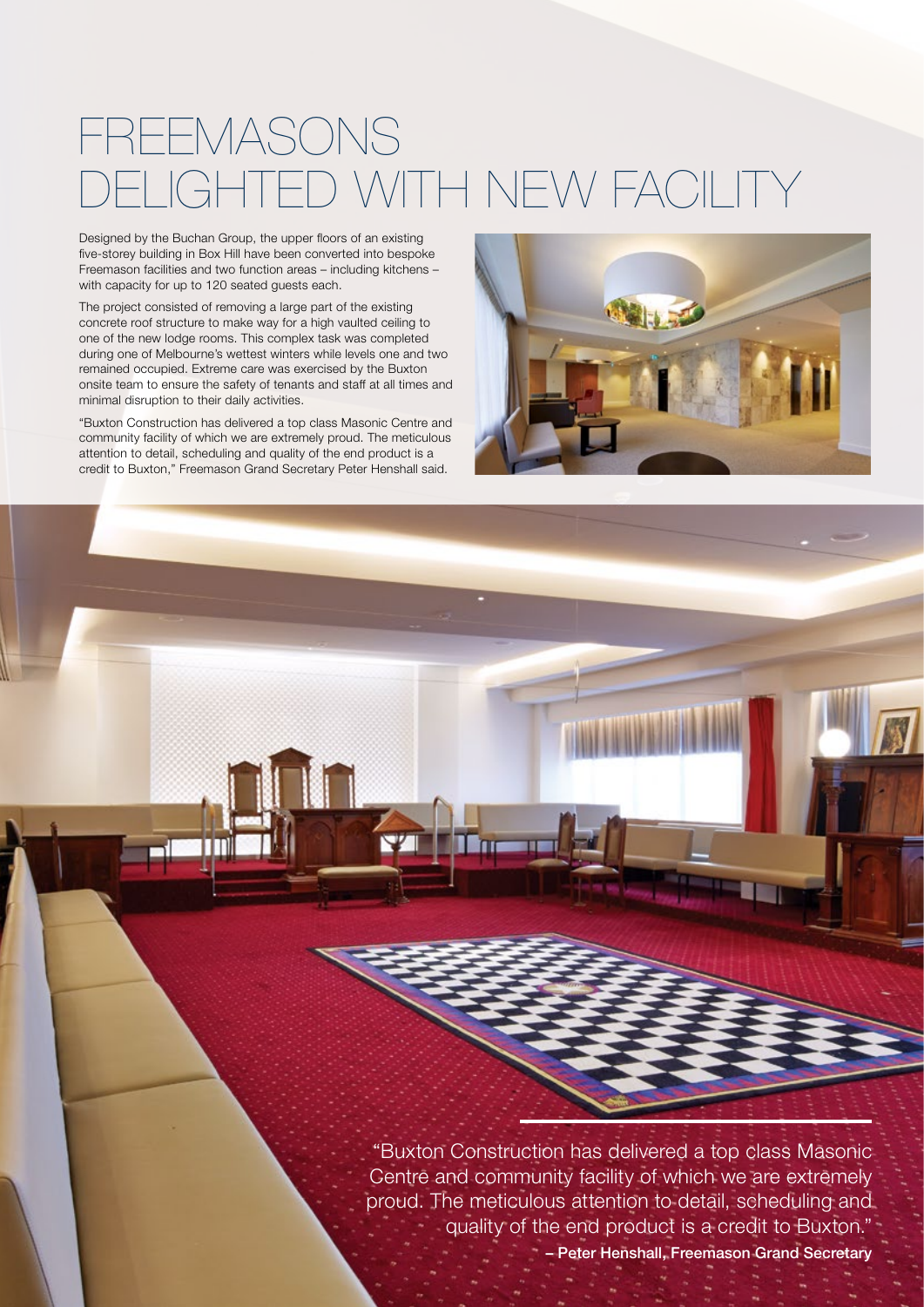# FREEMASONS DELIGHTED WITH NEW FACILITY

Designed by the Buchan Group, the upper floors of an existing five-storey building in Box Hill have been converted into bespoke Freemason facilities and two function areas – including kitchens – with capacity for up to 120 seated guests each.

The project consisted of removing a large part of the existing concrete roof structure to make way for a high vaulted ceiling to one of the new lodge rooms. This complex task was completed during one of Melbourne's wettest winters while levels one and two remained occupied. Extreme care was exercised by the Buxton onsite team to ensure the safety of tenants and staff at all times and minimal disruption to their daily activities.

"Buxton Construction has delivered a top class Masonic Centre and community facility of which we are extremely proud. The meticulous attention to detail, scheduling and quality of the end product is a credit to Buxton," Freemason Grand Secretary Peter Henshall said.

> "Buxton Construction has delivered a top class Masonic Centre and community facility of which we are extremely proud. The meticulous attention to detail, scheduling and quality of the end product is a credit to Buxton."
>
> **– Peter Henshall, Freemason Grand Secretary**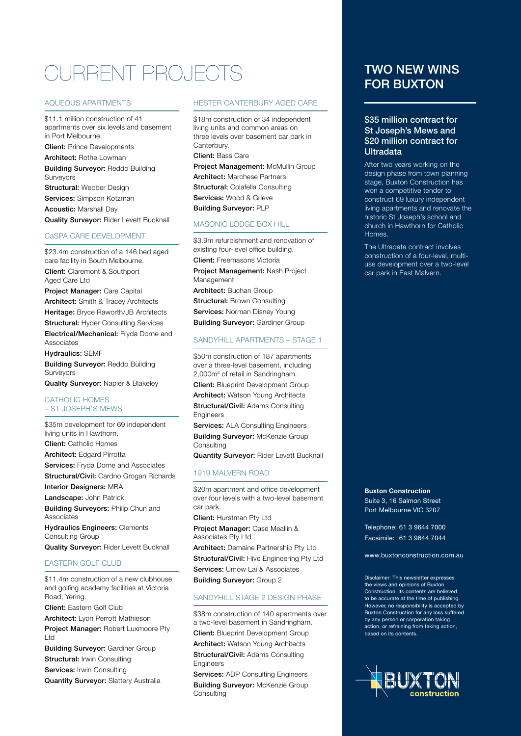# CURRENT PROJECTS

## AQUEOUS APARTMENTS

$11.1 million construction of 41 apartments over six levels and basement in Port Melbourne.

**Client:** Prince Developments
**Architect:** Rothe Lowman
**Building Surveyor:** Reddo Building Surveyors
**Structural:** Webber Design
**Services:** Simpson Kotzman
**Acoustic:** Marshall Day
**Quality Surveyor:** Rider Levett Bucknall

## CaSPA CARE DEVELOPMENT

$23.4m construction of a 146 bed aged care facility in South Melbourne.

**Client:** Claremont & Southport Aged Care Ltd
**Project Manager:** Care Capital
**Architect:** Smith & Tracey Architects
**Heritage:** Bryce Raworth/JB Architects
**Structural:** Hyder Consulting Services
**Electrical/Mechanical:** Fryda Dorne and Associates
**Hydraulics:** SEMF
**Building Surveyor:** Reddo Building Surveyors
**Quality Surveyor:** Napier & Blakeley

## CATHOLIC HOMES – ST JOSEPH'S MEWS

$35m development for 69 independent living units in Hawthorn.

**Client:** Catholic Homes
**Architect:** Edgard Pirrotta
**Services:** Fryda Dorne and Associates
**Structural/Civil:** Cardno Grogan Richards
**Interior Designers:** MBA
**Landscape:** John Patrick
**Building Surveyors:** Philip Chun and Associates
**Hydraulics Engineers:** Clements Consulting Group
**Quality Surveyor:** Rider Levett Bucknall

## EASTERN GOLF CLUB

$11.4m construction of a new clubhouse and golfing academy facilities at Victoria Road, Yering.

**Client:** Eastern Golf Club
**Architect:** Lyon Perrott Mathieson
**Project Manager:** Robert Luxmoore Pty Ltd
**Building Surveyor:** Gardiner Group
**Structural:** Irwin Consulting
**Services:** Irwin Consulting
**Quantity Surveyor:** Slattery Australia

## HESTER CANTERBURY AGED CARE

$18m construction of 34 independent living units and common areas on three levels over basement car park in Canterbury.

**Client:** Bass Care
**Project Management:** McMullin Group
**Architect:** Marchese Partners
**Structural:** Colafella Consulting
**Services:** Wood & Grieve
**Building Surveyor:** PLP

## MASONIC LODGE BOX HILL

$3.9m refurbishment and renovation of existing four-level office building.

**Client:** Freemasons Victoria
**Project Management:** Nash Project Management
**Architect:** Buchan Group
**Structural:** Brown Consulting
**Services:** Norman Disney Young
**Building Surveyor:** Gardiner Group

## SANDYHILL APARTMENTS – STAGE 1

$50m construction of 187 apartments over a three-level basement, including 2,000m² of retail in Sandringham.

**Client:** Blueprint Development Group
**Architect:** Watson Young Architects
**Structural/Civil:** Adams Consulting Engineers
**Services:** ALA Consulting Engineers
**Building Surveyor:** McKenzie Group Consulting
**Quantity Surveyor:** Rider Levett Bucknall

## 1919 MALVERN ROAD

$20m apartment and office development over four levels with a two-level basement car park.

**Client:** Hurstman Pty Ltd
**Project Manager:** Case Meallin & Associates Pty Ltd
**Architect:** Demaine Partnership Pty Ltd
**Structural/Civil:** Hive Engineering Pty Ltd
**Services:** Umow Lai & Associates
**Building Surveyor:** Group 2

## SANDYHILL STAGE 2 DESIGN PHASE

$38m construction of 140 apartments over a two-level basement in Sandringham.

**Client:** Blueprint Development Group
**Architect:** Watson Young Architects
**Structural/Civil:** Adams Consulting Engineers
**Services:** ADP Consulting Engineers
**Building Surveyor:** McKenzie Group Consulting

# TWO NEW WINS FOR BUXTON

### $35 million contract for St Joseph's Mews and $20 million contract for Ultradata

After two years working on the design phase from town planning stage, Buxton Construction has won a competitive tender to construct 69 luxury independent living apartments and renovate the historic St Joseph's school and church in Hawthorn for Catholic Homes.

The Ultradata contract involves construction of a four-level, multi-use development over a two-level car park in East Malvern.

**Buxton Construction**
Suite 3, 16 Salmon Street
Port Melbourne VIC 3207

Telephone: 61 3 9644 7000
Facsimile: 61 3 9644 7044

www.buxtonconstruction.com.au

Disclaimer: This newsletter expresses the views and opinions of Buxton Construction. Its contents are believed to be accurate at the time of publishing. However, no responsibility is accepted by Buxton Construction for any loss suffered by any person or corporation taking action, or refraining from taking action, based on its contents.

BUXTON construction